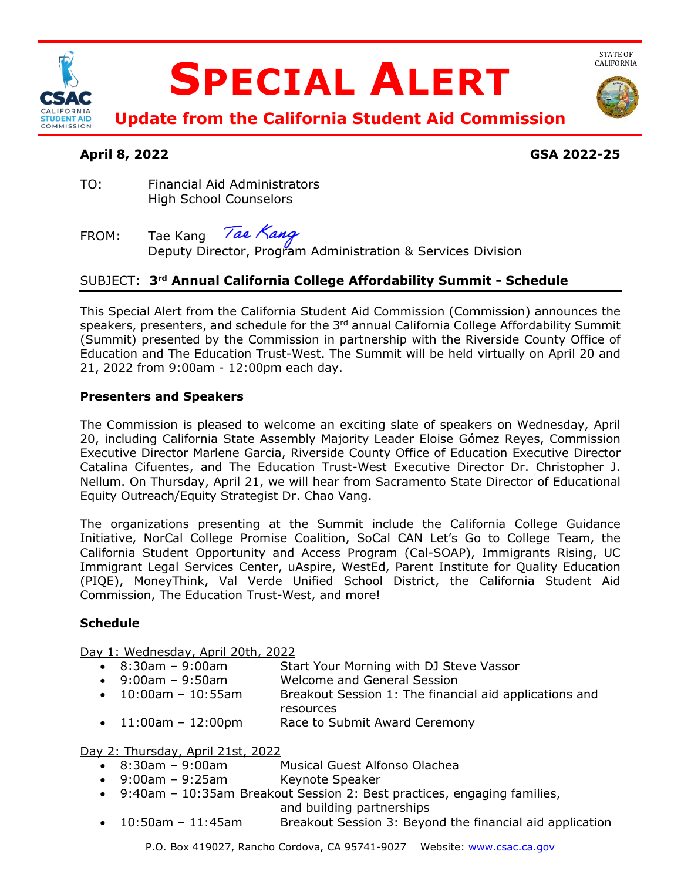# SPECIAL ALERT

## Update from the California Student Aid Commission

STATE OF CALIFORNIA

**April 8, 2022** **GSA 2022-25**

TO: Financial Aid Administrators
High School Counselors

FROM: Tae Kang
Deputy Director, Program Administration & Services Division

SUBJECT: **3rd Annual California College Affordability Summit - Schedule**

This Special Alert from the California Student Aid Commission (Commission) announces the speakers, presenters, and schedule for the 3rd annual California College Affordability Summit (Summit) presented by the Commission in partnership with the Riverside County Office of Education and The Education Trust-West. The Summit will be held virtually on April 20 and 21, 2022 from 9:00am - 12:00pm each day.

**Presenters and Speakers**

The Commission is pleased to welcome an exciting slate of speakers on Wednesday, April 20, including California State Assembly Majority Leader Eloise Gómez Reyes, Commission Executive Director Marlene Garcia, Riverside County Office of Education Executive Director Catalina Cifuentes, and The Education Trust-West Executive Director Dr. Christopher J. Nellum. On Thursday, April 21, we will hear from Sacramento State Director of Educational Equity Outreach/Equity Strategist Dr. Chao Vang.

The organizations presenting at the Summit include the California College Guidance Initiative, NorCal College Promise Coalition, SoCal CAN Let's Go to College Team, the California Student Opportunity and Access Program (Cal-SOAP), Immigrants Rising, UC Immigrant Legal Services Center, uAspire, WestEd, Parent Institute for Quality Education (PIQE), MoneyThink, Val Verde Unified School District, the California Student Aid Commission, The Education Trust-West, and more!

**Schedule**

Day 1: Wednesday, April 20th, 2022

- 8:30am – 9:00am Start Your Morning with DJ Steve Vassor
- 9:00am – 9:50am Welcome and General Session
- 10:00am – 10:55am Breakout Session 1: The financial aid applications and resources
- 11:00am – 12:00pm Race to Submit Award Ceremony

Day 2: Thursday, April 21st, 2022

- 8:30am – 9:00am Musical Guest Alfonso Olachea
- 9:00am – 9:25am Keynote Speaker
- 9:40am – 10:35am Breakout Session 2: Best practices, engaging families, and building partnerships
- 10:50am – 11:45am Breakout Session 3: Beyond the financial aid application

P.O. Box 419027, Rancho Cordova, CA 95741-9027 Website: www.csac.ca.gov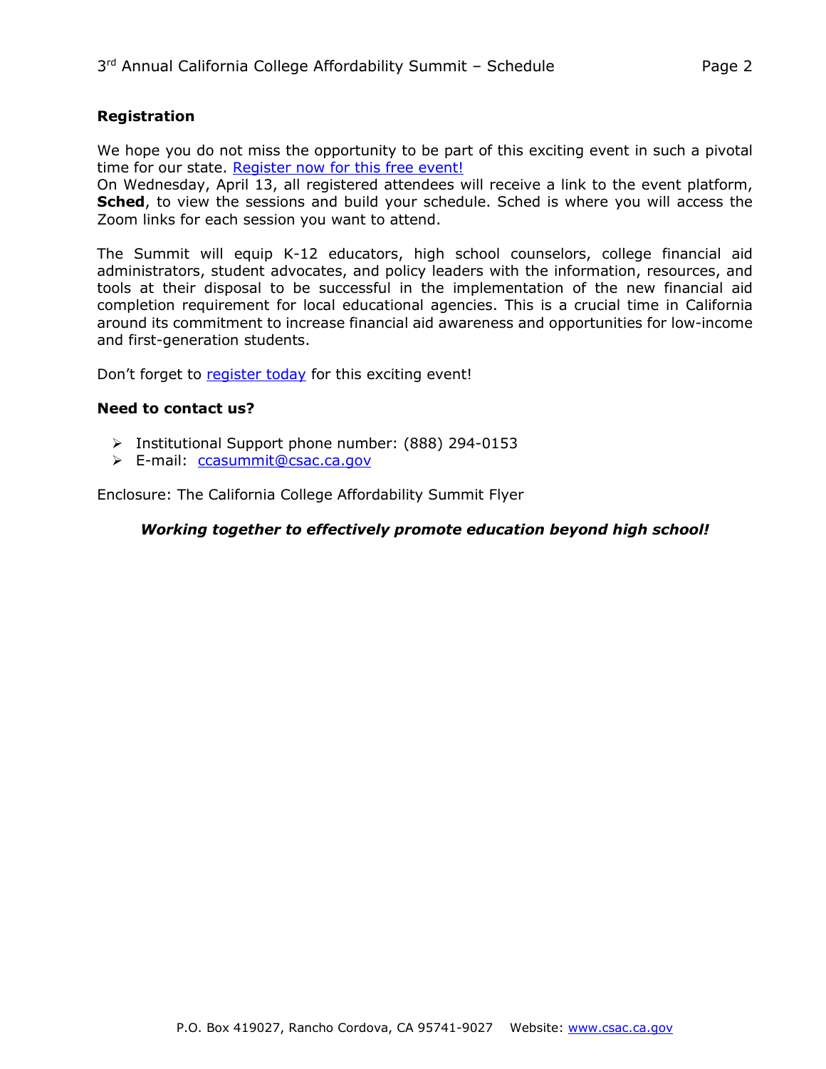## Registration

We hope you do not miss the opportunity to be part of this exciting event in such a pivotal time for our state. Register now for this free event!
On Wednesday, April 13, all registered attendees will receive a link to the event platform, **Sched**, to view the sessions and build your schedule. Sched is where you will access the Zoom links for each session you want to attend.

The Summit will equip K-12 educators, high school counselors, college financial aid administrators, student advocates, and policy leaders with the information, resources, and tools at their disposal to be successful in the implementation of the new financial aid completion requirement for local educational agencies. This is a crucial time in California around its commitment to increase financial aid awareness and opportunities for low-income and first-generation students.

Don't forget to register today for this exciting event!

## Need to contact us?

- Institutional Support phone number: (888) 294-0153
- E-mail: ccasummit@csac.ca.gov

Enclosure: The California College Affordability Summit Flyer

***Working together to effectively promote education beyond high school!***

P.O. Box 419027, Rancho Cordova, CA 95741-9027 Website: www.csac.ca.gov